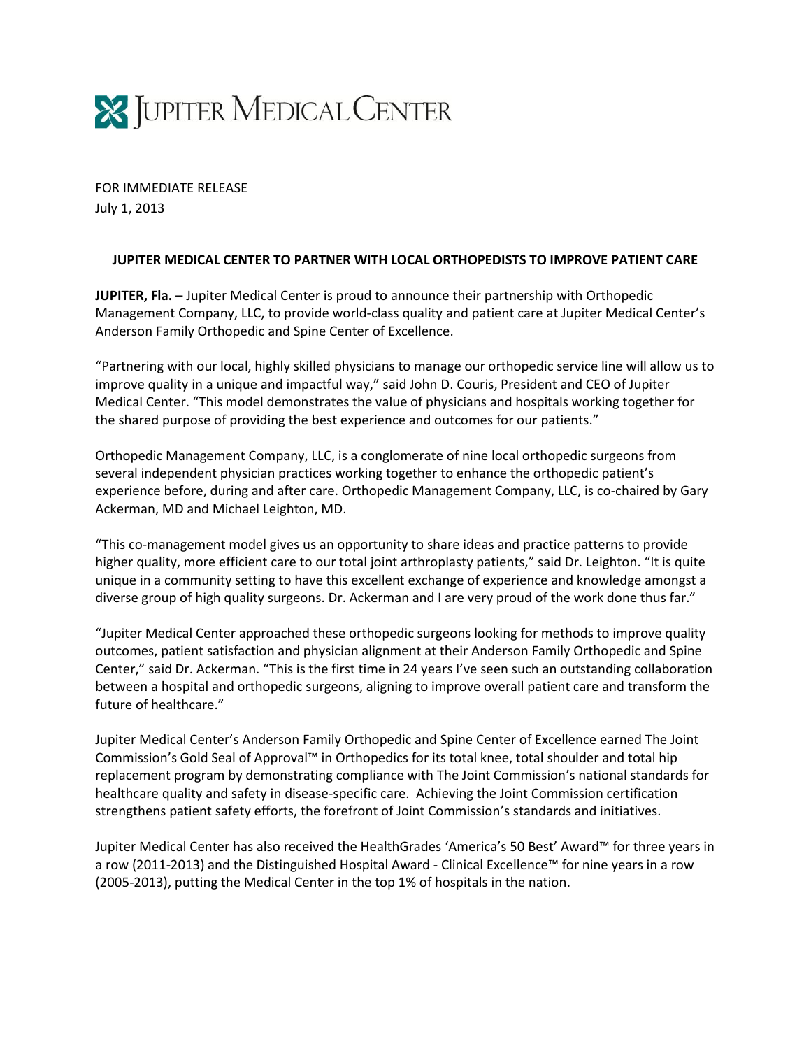# JUPITER MEDICAL CENTER

FOR IMMEDIATE RELEASE
July 1, 2013

**JUPITER MEDICAL CENTER TO PARTNER WITH LOCAL ORTHOPEDISTS TO IMPROVE PATIENT CARE**

**JUPITER, Fla.** – Jupiter Medical Center is proud to announce their partnership with Orthopedic Management Company, LLC, to provide world-class quality and patient care at Jupiter Medical Center's Anderson Family Orthopedic and Spine Center of Excellence.

"Partnering with our local, highly skilled physicians to manage our orthopedic service line will allow us to improve quality in a unique and impactful way," said John D. Couris, President and CEO of Jupiter Medical Center. "This model demonstrates the value of physicians and hospitals working together for the shared purpose of providing the best experience and outcomes for our patients."

Orthopedic Management Company, LLC, is a conglomerate of nine local orthopedic surgeons from several independent physician practices working together to enhance the orthopedic patient's experience before, during and after care. Orthopedic Management Company, LLC, is co-chaired by Gary Ackerman, MD and Michael Leighton, MD.

"This co-management model gives us an opportunity to share ideas and practice patterns to provide higher quality, more efficient care to our total joint arthroplasty patients," said Dr. Leighton. "It is quite unique in a community setting to have this excellent exchange of experience and knowledge amongst a diverse group of high quality surgeons. Dr. Ackerman and I are very proud of the work done thus far."

"Jupiter Medical Center approached these orthopedic surgeons looking for methods to improve quality outcomes, patient satisfaction and physician alignment at their Anderson Family Orthopedic and Spine Center," said Dr. Ackerman. "This is the first time in 24 years I've seen such an outstanding collaboration between a hospital and orthopedic surgeons, aligning to improve overall patient care and transform the future of healthcare."

Jupiter Medical Center's Anderson Family Orthopedic and Spine Center of Excellence earned The Joint Commission's Gold Seal of Approval™ in Orthopedics for its total knee, total shoulder and total hip replacement program by demonstrating compliance with The Joint Commission's national standards for healthcare quality and safety in disease-specific care. Achieving the Joint Commission certification strengthens patient safety efforts, the forefront of Joint Commission's standards and initiatives.

Jupiter Medical Center has also received the HealthGrades 'America's 50 Best' Award™ for three years in a row (2011-2013) and the Distinguished Hospital Award - Clinical Excellence™ for nine years in a row (2005-2013), putting the Medical Center in the top 1% of hospitals in the nation.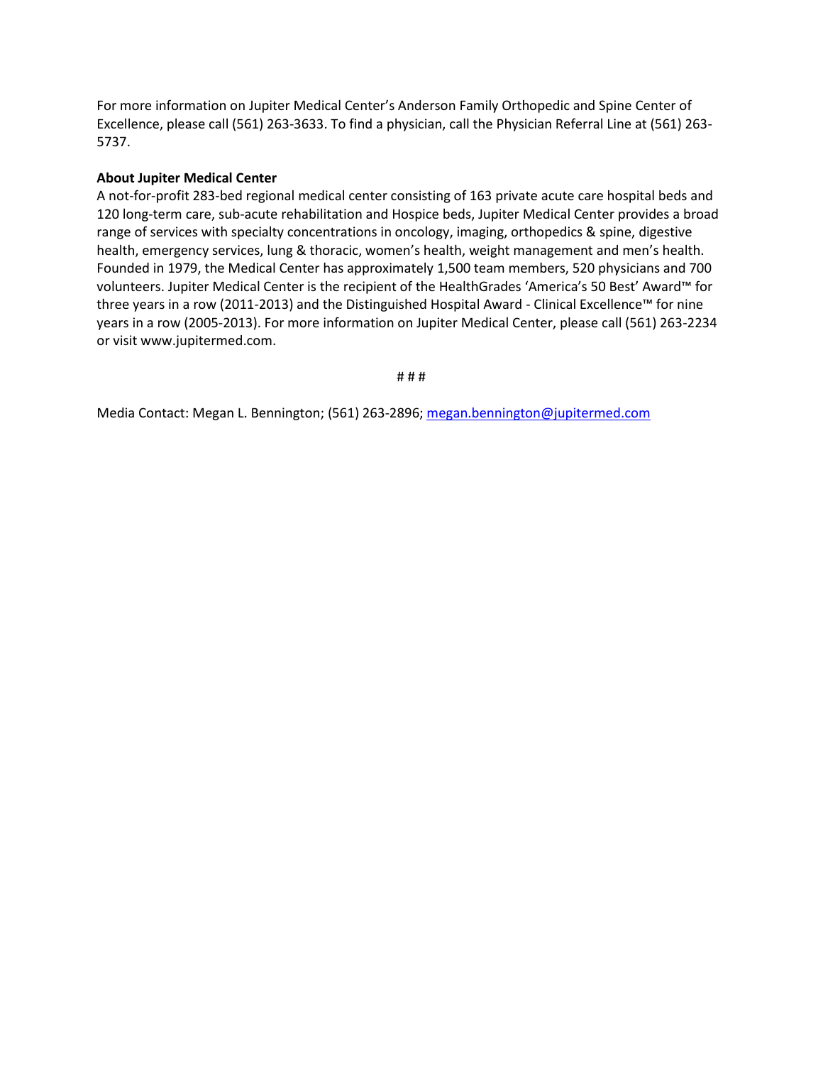For more information on Jupiter Medical Center's Anderson Family Orthopedic and Spine Center of Excellence, please call (561) 263-3633. To find a physician, call the Physician Referral Line at (561) 263-5737.

**About Jupiter Medical Center**

A not-for-profit 283-bed regional medical center consisting of 163 private acute care hospital beds and 120 long-term care, sub-acute rehabilitation and Hospice beds, Jupiter Medical Center provides a broad range of services with specialty concentrations in oncology, imaging, orthopedics & spine, digestive health, emergency services, lung & thoracic, women's health, weight management and men's health. Founded in 1979, the Medical Center has approximately 1,500 team members, 520 physicians and 700 volunteers. Jupiter Medical Center is the recipient of the HealthGrades 'America's 50 Best' Award™ for three years in a row (2011-2013) and the Distinguished Hospital Award - Clinical Excellence™ for nine years in a row (2005-2013). For more information on Jupiter Medical Center, please call (561) 263-2234 or visit www.jupitermed.com.

# # #

Media Contact: Megan L. Bennington; (561) 263-2896; megan.bennington@jupitermed.com